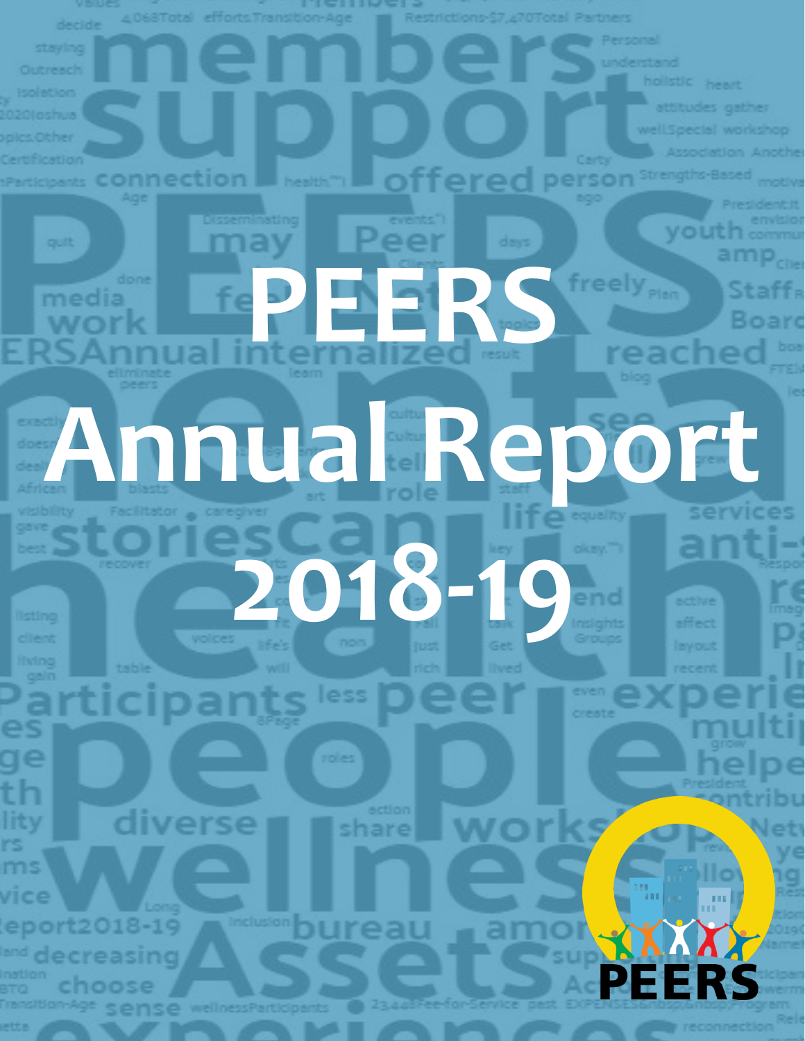# PEERS Annual Report 2018-19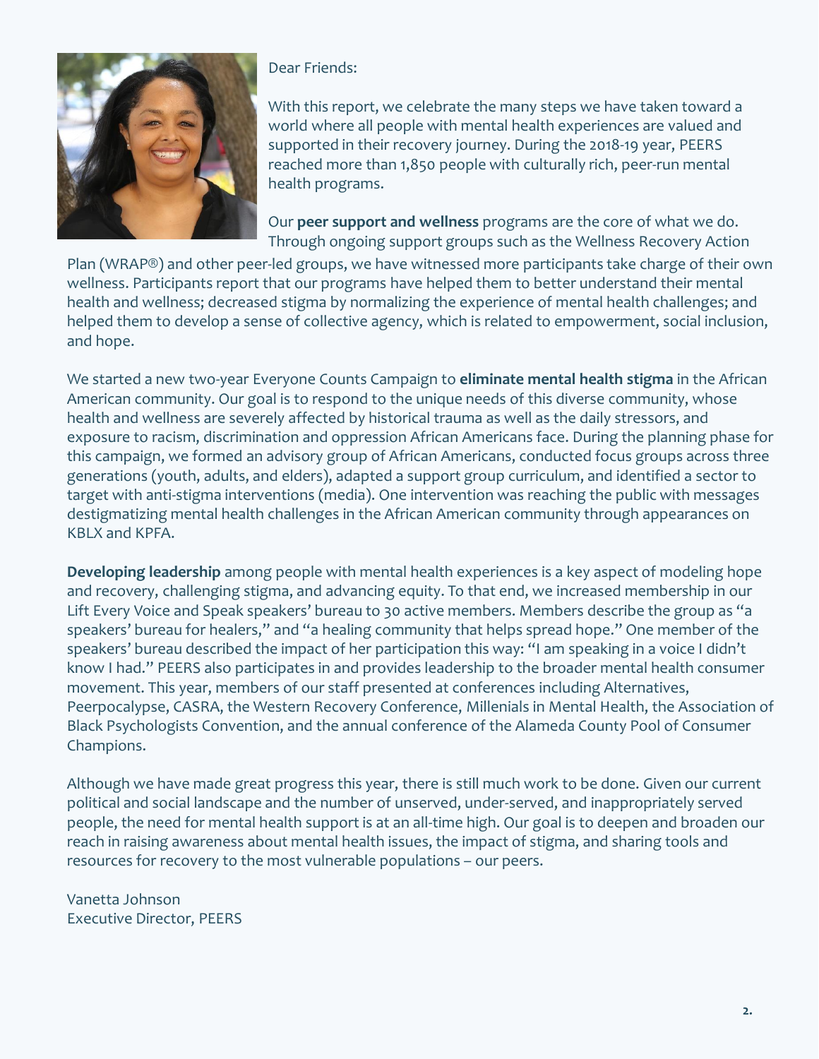Dear Friends:

With this report, we celebrate the many steps we have taken toward a world where all people with mental health experiences are valued and supported in their recovery journey. During the 2018-19 year, PEERS reached more than 1,850 people with culturally rich, peer-run mental health programs.

Our **peer support and wellness** programs are the core of what we do. Through ongoing support groups such as the Wellness Recovery Action Plan (WRAP®) and other peer-led groups, we have witnessed more participants take charge of their own wellness. Participants report that our programs have helped them to better understand their mental health and wellness; decreased stigma by normalizing the experience of mental health challenges; and helped them to develop a sense of collective agency, which is related to empowerment, social inclusion, and hope.

We started a new two-year Everyone Counts Campaign to **eliminate mental health stigma** in the African American community. Our goal is to respond to the unique needs of this diverse community, whose health and wellness are severely affected by historical trauma as well as the daily stressors, and exposure to racism, discrimination and oppression African Americans face. During the planning phase for this campaign, we formed an advisory group of African Americans, conducted focus groups across three generations (youth, adults, and elders), adapted a support group curriculum, and identified a sector to target with anti-stigma interventions (media). One intervention was reaching the public with messages destigmatizing mental health challenges in the African American community through appearances on KBLX and KPFA.

**Developing leadership** among people with mental health experiences is a key aspect of modeling hope and recovery, challenging stigma, and advancing equity. To that end, we increased membership in our Lift Every Voice and Speak speakers' bureau to 30 active members. Members describe the group as "a speakers' bureau for healers," and "a healing community that helps spread hope." One member of the speakers' bureau described the impact of her participation this way: "I am speaking in a voice I didn't know I had." PEERS also participates in and provides leadership to the broader mental health consumer movement. This year, members of our staff presented at conferences including Alternatives, Peerpocalypse, CASRA, the Western Recovery Conference, Millenials in Mental Health, the Association of Black Psychologists Convention, and the annual conference of the Alameda County Pool of Consumer Champions.

Although we have made great progress this year, there is still much work to be done. Given our current political and social landscape and the number of unserved, under-served, and inappropriately served people, the need for mental health support is at an all-time high. Our goal is to deepen and broaden our reach in raising awareness about mental health issues, the impact of stigma, and sharing tools and resources for recovery to the most vulnerable populations – our peers.

Vanetta Johnson
Executive Director, PEERS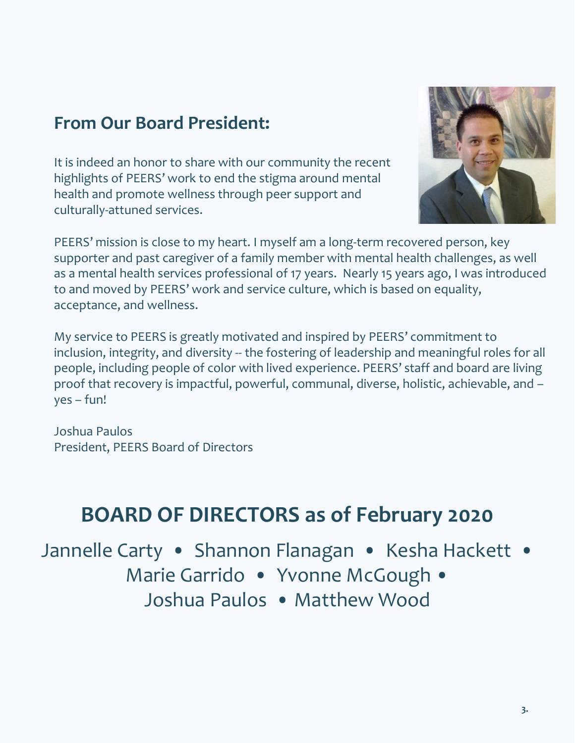## From Our Board President:

It is indeed an honor to share with our community the recent highlights of PEERS' work to end the stigma around mental health and promote wellness through peer support and culturally-attuned services.

PEERS' mission is close to my heart. I myself am a long-term recovered person, key supporter and past caregiver of a family member with mental health challenges, as well as a mental health services professional of 17 years. Nearly 15 years ago, I was introduced to and moved by PEERS' work and service culture, which is based on equality, acceptance, and wellness.

My service to PEERS is greatly motivated and inspired by PEERS' commitment to inclusion, integrity, and diversity -- the fostering of leadership and meaningful roles for all people, including people of color with lived experience. PEERS' staff and board are living proof that recovery is impactful, powerful, communal, diverse, holistic, achievable, and – yes – fun!

Joshua Paulos
President, PEERS Board of Directors

## BOARD OF DIRECTORS as of February 2020

Jannelle Carty • Shannon Flanagan • Kesha Hackett • Marie Garrido • Yvonne McGough • Joshua Paulos • Matthew Wood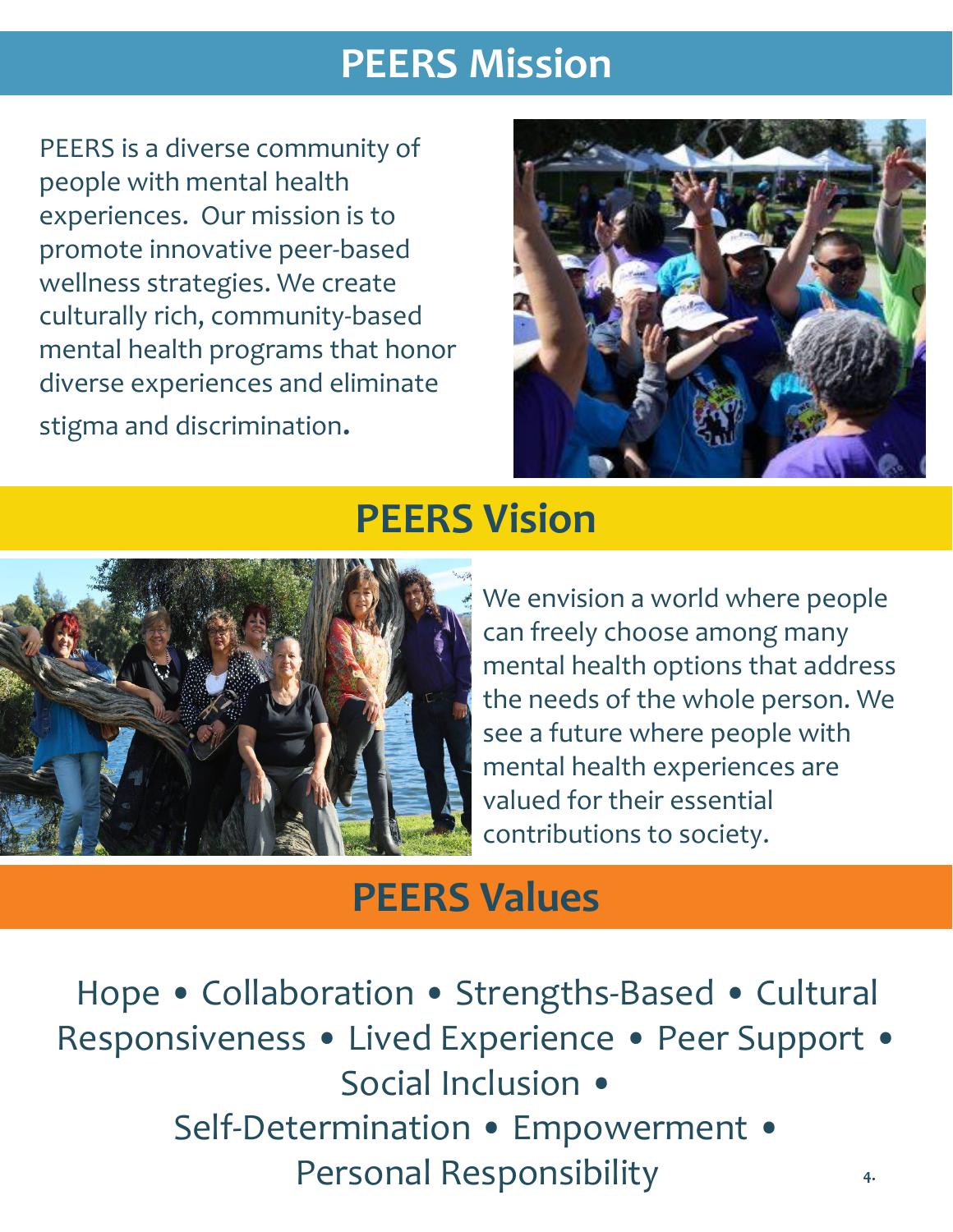# PEERS Mission

PEERS is a diverse community of people with mental health experiences. Our mission is to promote innovative peer-based wellness strategies. We create culturally rich, community-based mental health programs that honor diverse experiences and eliminate stigma and discrimination.

# PEERS Vision

We envision a world where people can freely choose among many mental health options that address the needs of the whole person. We see a future where people with mental health experiences are valued for their essential contributions to society.

# PEERS Values

Hope • Collaboration • Strengths-Based • Cultural Responsiveness • Lived Experience • Peer Support • Social Inclusion • Self-Determination • Empowerment • Personal Responsibility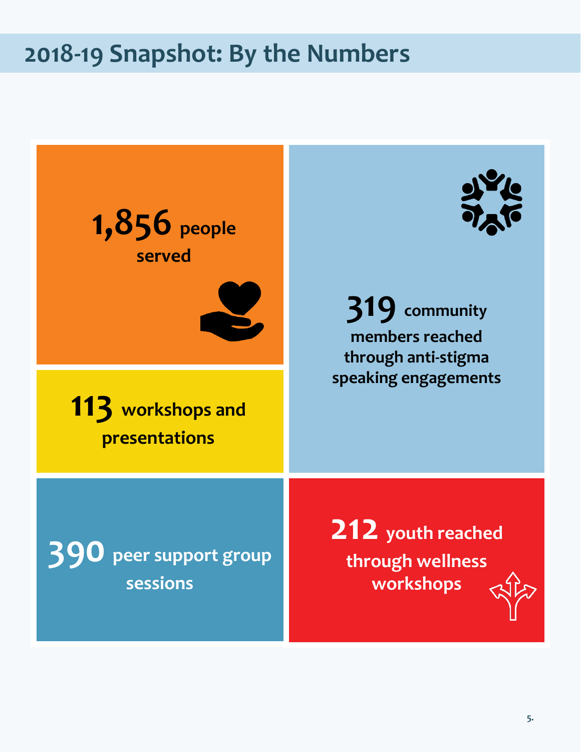## 2018-19 Snapshot: By the Numbers

**1,856** people served

**319** community members reached through anti-stigma speaking engagements

**113** workshops and presentations

**390** peer support group sessions

**212** youth reached through wellness workshops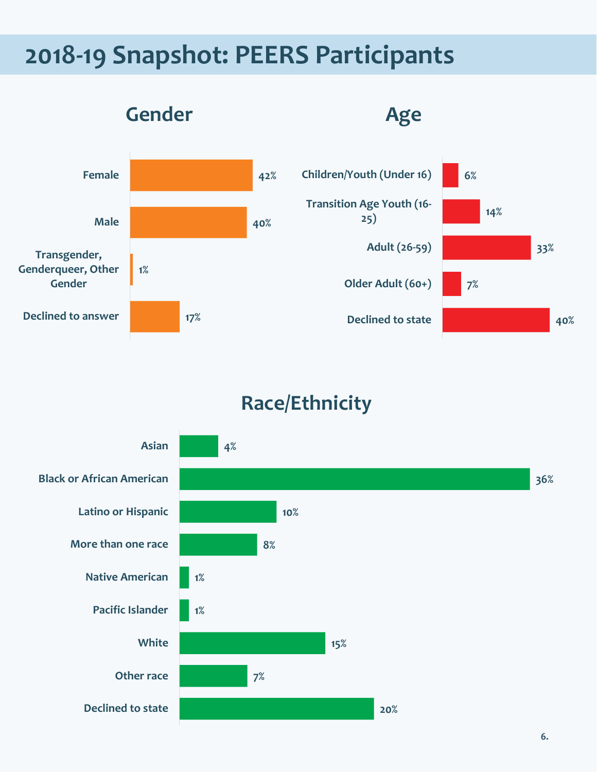# 2018-19 Snapshot: PEERS Participants

## Gender

| Gender | Percent |
| --- | --- |
| Female | 42% |
| Male | 40% |
| Transgender, Genderqueer, Other Gender | 1% |
| Declined to answer | 17% |

## Age

| Age | Percent |
| --- | --- |
| Children/Youth (Under 16) | 6% |
| Transition Age Youth (16-25) | 14% |
| Adult (26-59) | 33% |
| Older Adult (60+) | 7% |
| Declined to state | 40% |

## Race/Ethnicity

| Race/Ethnicity | Percent |
| --- | --- |
| Asian | 4% |
| Black or African American | 36% |
| Latino or Hispanic | 10% |
| More than one race | 8% |
| Native American | 1% |
| Pacific Islander | 1% |
| White | 15% |
| Other race | 7% |
| Declined to state | 20% |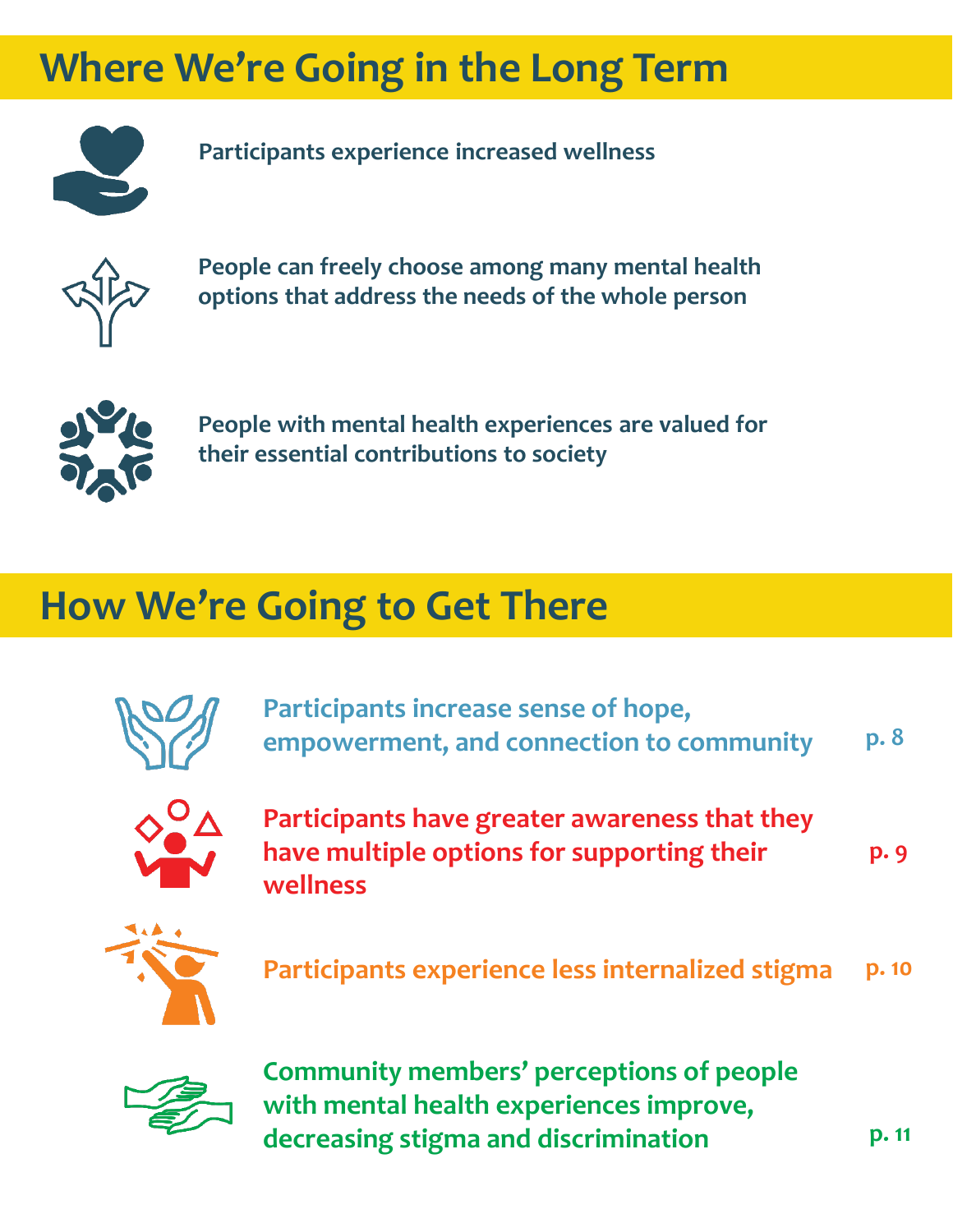## Where We're Going in the Long Term

**Participants experience increased wellness**

**People can freely choose among many mental health options that address the needs of the whole person**

**People with mental health experiences are valued for their essential contributions to society**

## How We're Going to Get There

**Participants increase sense of hope, empowerment, and connection to community** — p. 8

**Participants have greater awareness that they have multiple options for supporting their wellness** — p. 9

**Participants experience less internalized stigma** — p. 10

**Community members' perceptions of people with mental health experiences improve, decreasing stigma and discrimination** — p. 11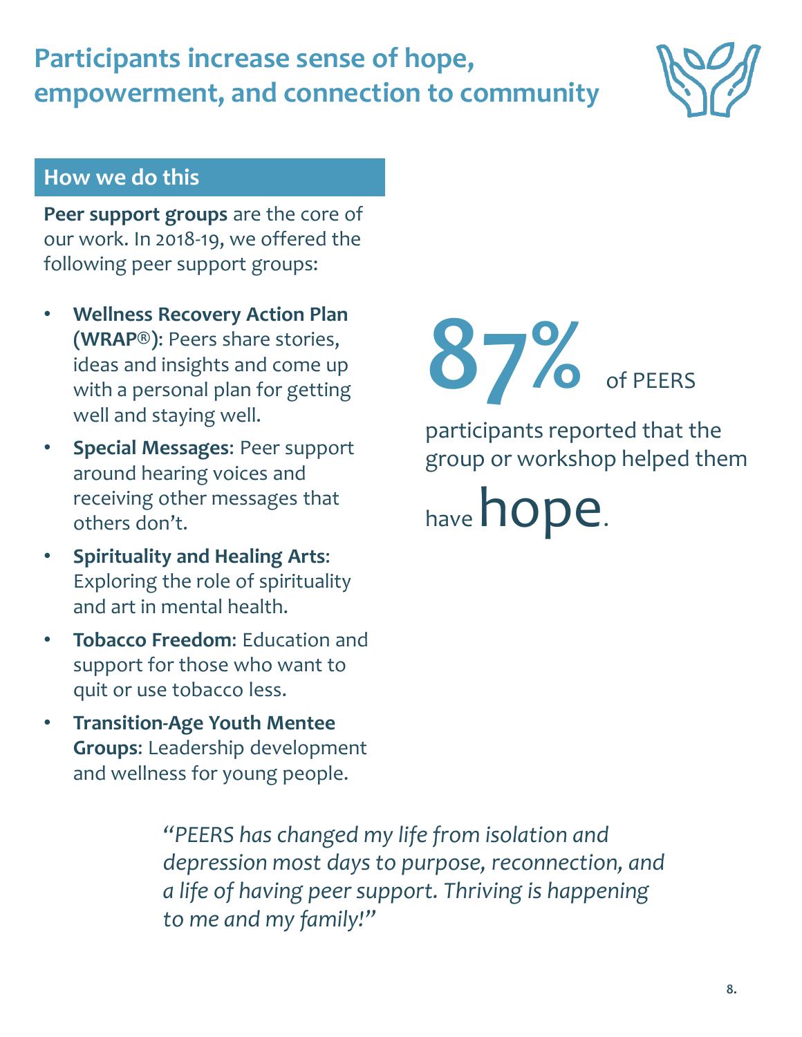# Participants increase sense of hope, empowerment, and connection to community

## How we do this

**Peer support groups** are the core of our work. In 2018-19, we offered the following peer support groups:

- **Wellness Recovery Action Plan (WRAP®)**: Peers share stories, ideas and insights and come up with a personal plan for getting well and staying well.
- **Special Messages**: Peer support around hearing voices and receiving other messages that others don't.
- **Spirituality and Healing Arts**: Exploring the role of spirituality and art in mental health.
- **Tobacco Freedom**: Education and support for those who want to quit or use tobacco less.
- **Transition-Age Youth Mentee Groups**: Leadership development and wellness for young people.

**87%** of PEERS participants reported that the group or workshop helped them have **hope**.

*"PEERS has changed my life from isolation and depression most days to purpose, reconnection, and a life of having peer support. Thriving is happening to me and my family!"*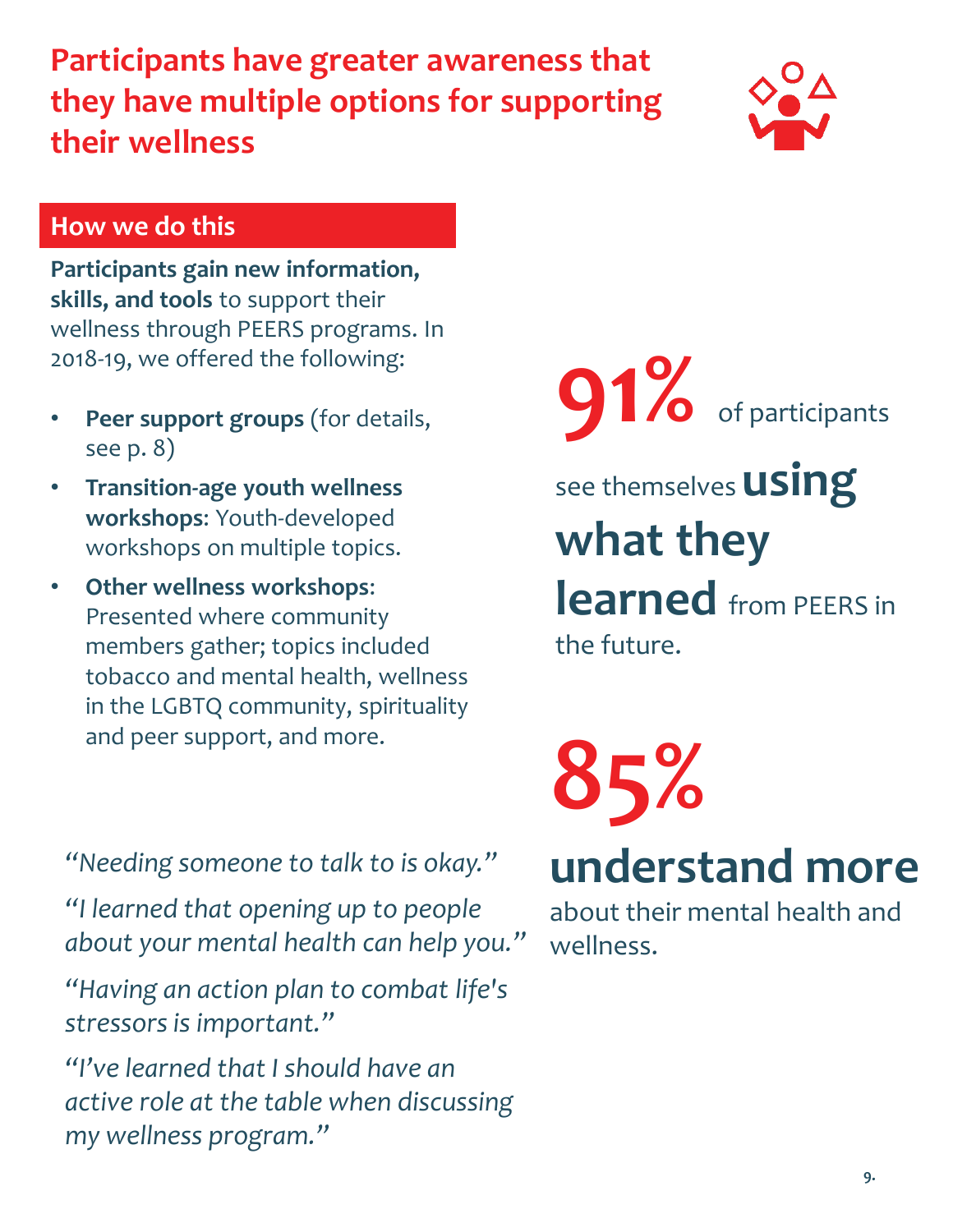# Participants have greater awareness that they have multiple options for supporting their wellness

## How we do this

**Participants gain new information, skills, and tools** to support their wellness through PEERS programs. In 2018-19, we offered the following:

- **Peer support groups** (for details, see p. 8)
- **Transition-age youth wellness workshops**: Youth-developed workshops on multiple topics.
- **Other wellness workshops**: Presented where community members gather; topics included tobacco and mental health, wellness in the LGBTQ community, spirituality and peer support, and more.

*"Needing someone to talk to is okay."*

*"I learned that opening up to people about your mental health can help you."*

*"Having an action plan to combat life's stressors is important."*

*"I've learned that I should have an active role at the table when discussing my wellness program."*

**91%** of participants see themselves **using what they learned** from PEERS in the future.

**85%** **understand more** about their mental health and wellness.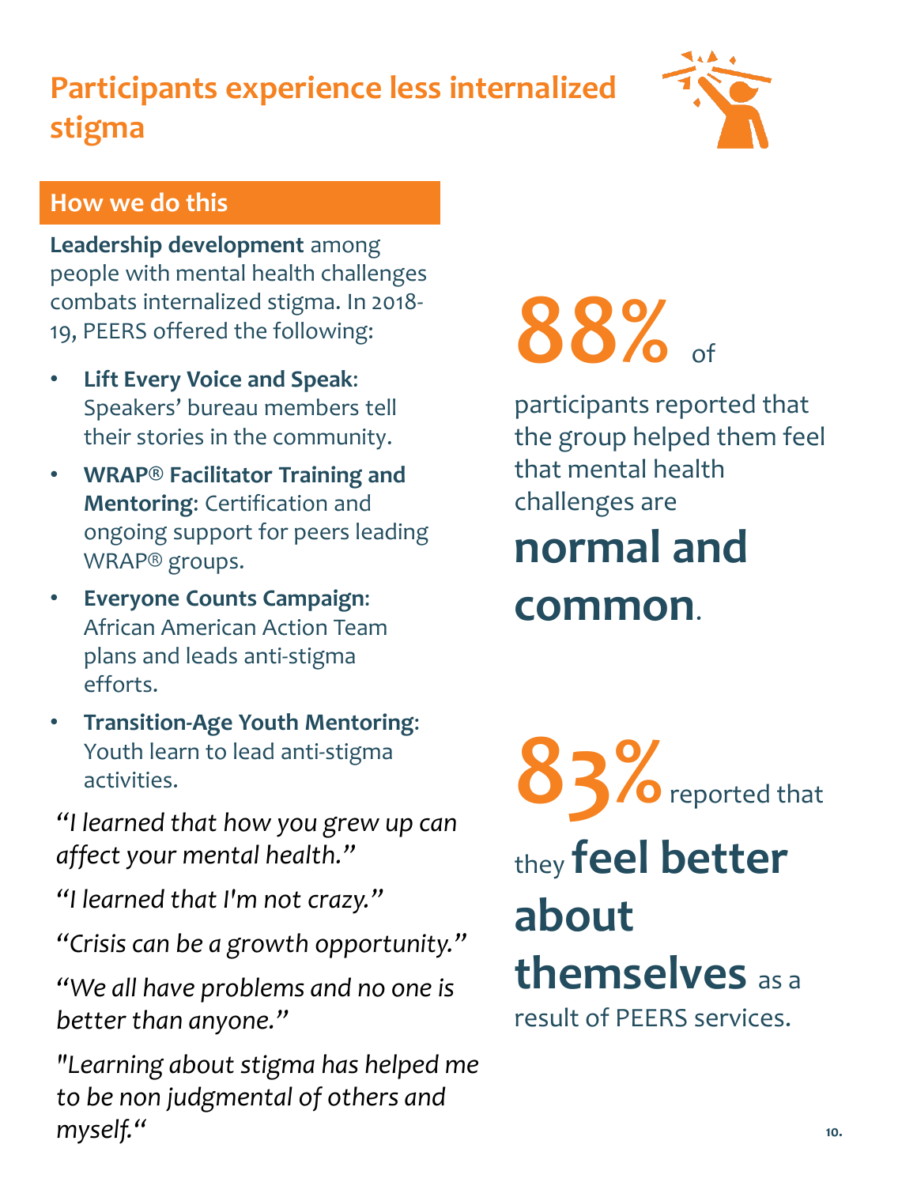# Participants experience less internalized stigma

## How we do this

**Leadership development** among people with mental health challenges combats internalized stigma. In 2018-19, PEERS offered the following:

- **Lift Every Voice and Speak**: Speakers' bureau members tell their stories in the community.
- **WRAP® Facilitator Training and Mentoring**: Certification and ongoing support for peers leading WRAP® groups.
- **Everyone Counts Campaign**: African American Action Team plans and leads anti-stigma efforts.
- **Transition-Age Youth Mentoring**: Youth learn to lead anti-stigma activities.

*"I learned that how you grew up can affect your mental health."*

*"I learned that I'm not crazy."*

*"Crisis can be a growth opportunity."*

*"We all have problems and no one is better than anyone."*

*"Learning about stigma has helped me to be non judgmental of others and myself."*

**88%** of participants reported that the group helped them feel that mental health challenges are **normal and common**.

**83%** reported that they **feel better about themselves** as a result of PEERS services.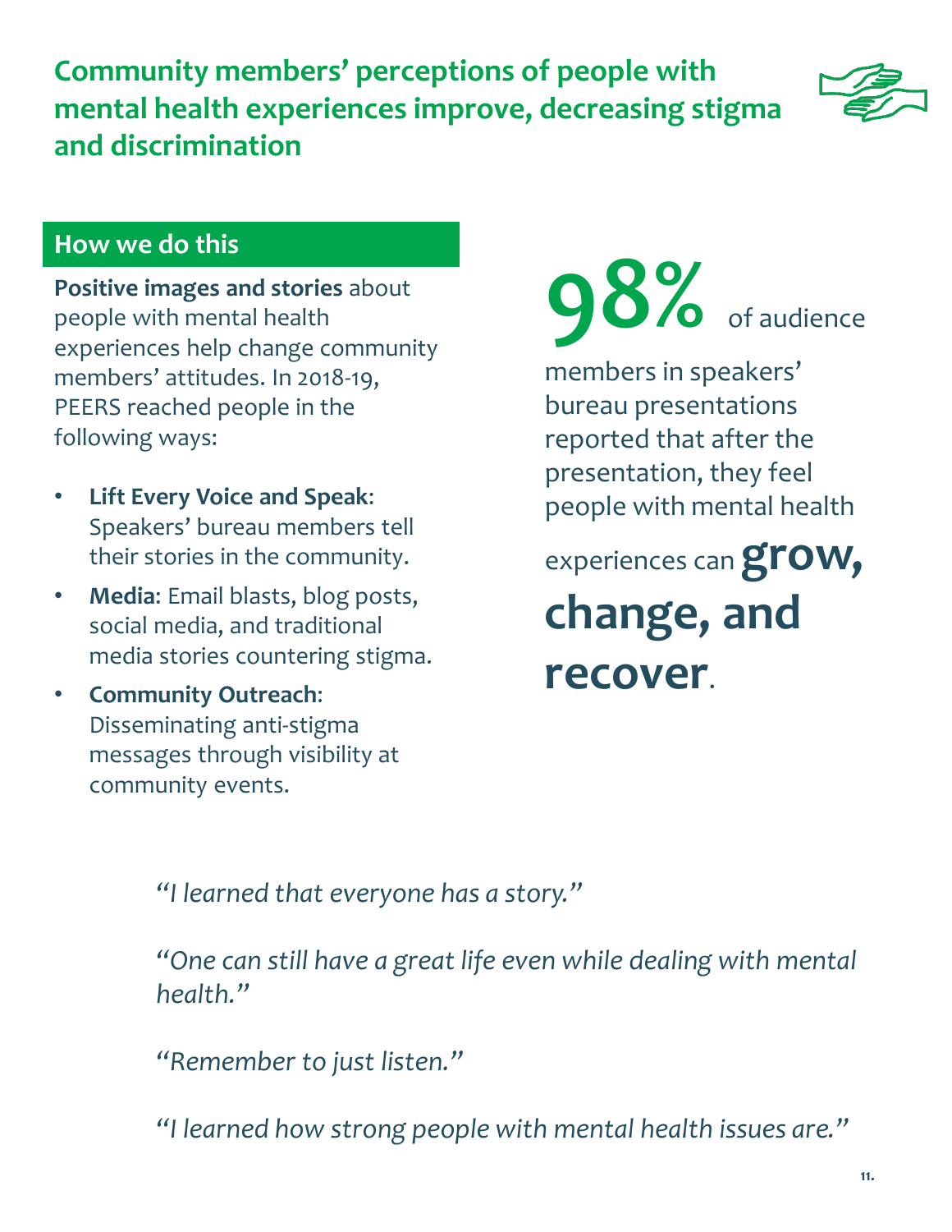# Community members' perceptions of people with mental health experiences improve, decreasing stigma and discrimination

## How we do this

**Positive images and stories** about people with mental health experiences help change community members' attitudes. In 2018-19, PEERS reached people in the following ways:

- **Lift Every Voice and Speak**: Speakers' bureau members tell their stories in the community.
- **Media**: Email blasts, blog posts, social media, and traditional media stories countering stigma.
- **Community Outreach**: Disseminating anti-stigma messages through visibility at community events.

**98%** of audience members in speakers' bureau presentations reported that after the presentation, they feel people with mental health experiences can **grow, change, and recover**.

*"I learned that everyone has a story."*

*"One can still have a great life even while dealing with mental health."*

*"Remember to just listen."*

*"I learned how strong people with mental health issues are."*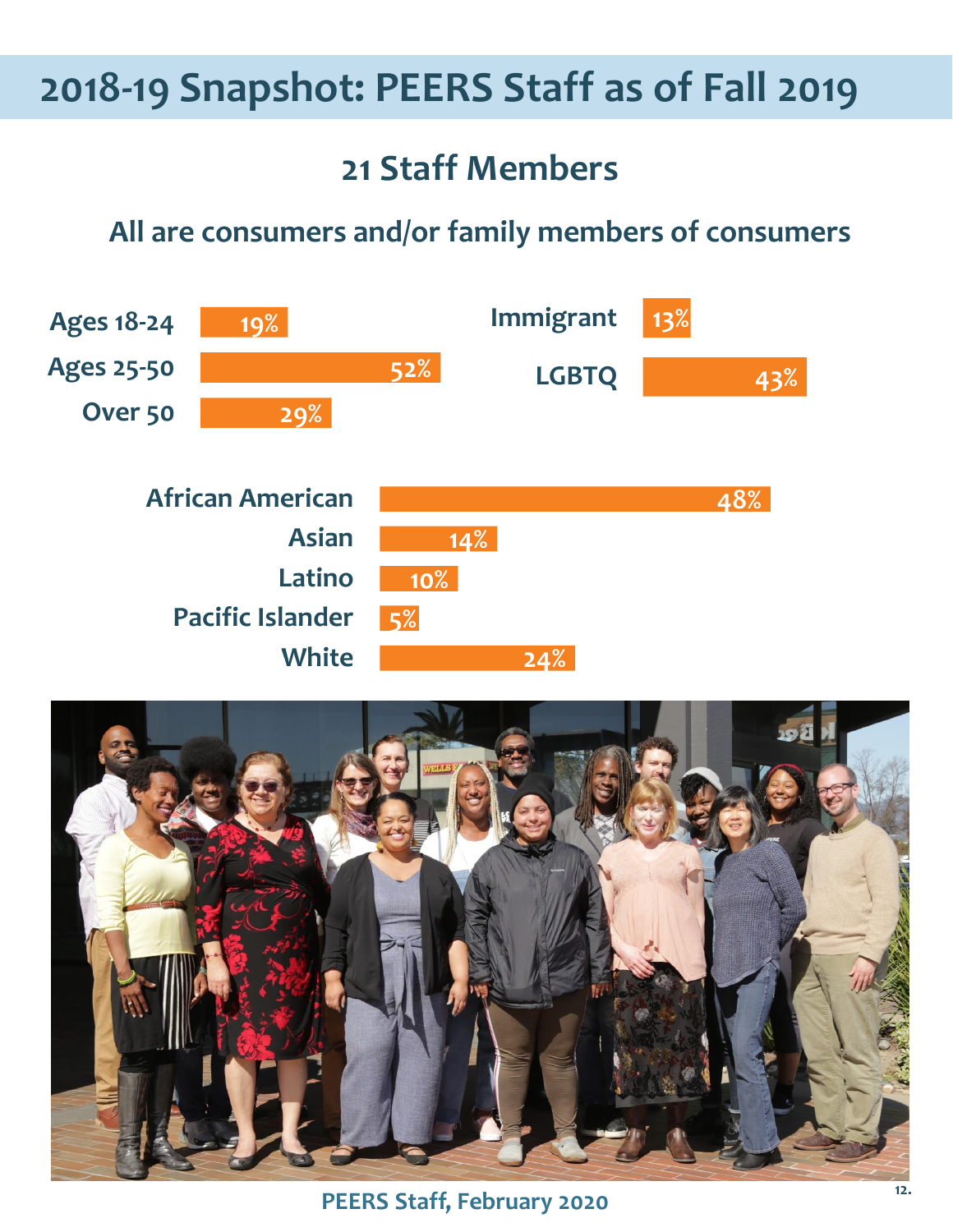# 2018-19 Snapshot: PEERS Staff as of Fall 2019

## 21 Staff Members

### All are consumers and/or family members of consumers

| Age | Percent |
|---|---|
| Ages 18-24 | 19% |
| Ages 25-50 | 52% |
| Over 50 | 29% |

| Category | Percent |
|---|---|
| Immigrant | 13% |
| LGBTQ | 43% |

| Race/Ethnicity | Percent |
|---|---|
| African American | 48% |
| Asian | 14% |
| Latino | 10% |
| Pacific Islander | 5% |
| White | 24% |

PEERS Staff, February 2020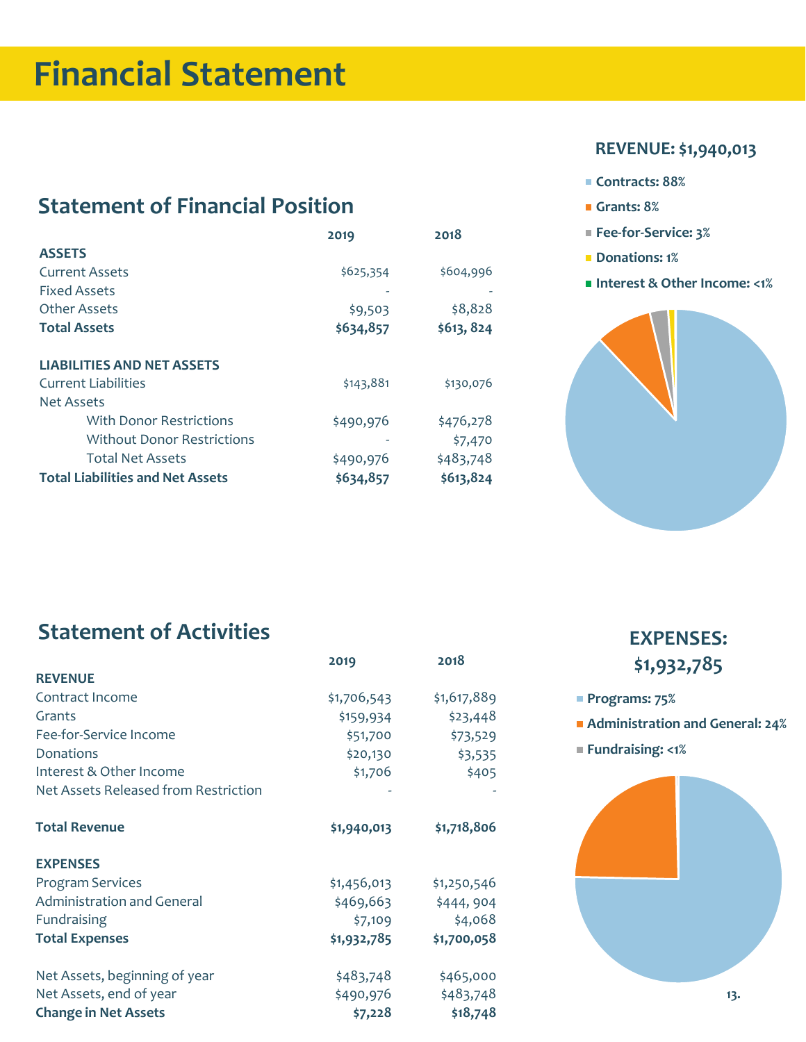# Financial Statement

## Statement of Financial Position

| | 2019 | 2018 |
|---|---|---|
| **ASSETS** | | |
| Current Assets | $625,354 | $604,996 |
| Fixed Assets | - | - |
| Other Assets | $9,503 | $8,828 |
| **Total Assets** | **$634,857** | **$613, 824** |
| | | |
| **LIABILITIES AND NET ASSETS** | | |
| Current Liabilities | $143,881 | $130,076 |
| Net Assets | | |
| With Donor Restrictions | $490,976 | $476,278 |
| Without Donor Restrictions | - | $7,470 |
| Total Net Assets | $490,976 | $483,748 |
| **Total Liabilities and Net Assets** | **$634,857** | **$613,824** |

### REVENUE: $1,940,013

- Contracts: 88%
- Grants: 8%
- Fee-for-Service: 3%
- Donations: 1%
- Interest & Other Income: <1%

## Statement of Activities

| | 2019 | 2018 |
|---|---|---|
| **REVENUE** | | |
| Contract Income | $1,706,543 | $1,617,889 |
| Grants | $159,934 | $23,448 |
| Fee-for-Service Income | $51,700 | $73,529 |
| Donations | $20,130 | $3,535 |
| Interest & Other Income | $1,706 | $405 |
| Net Assets Released from Restriction | - | - |
| | | |
| **Total Revenue** | **$1,940,013** | **$1,718,806** |
| | | |
| **EXPENSES** | | |
| Program Services | $1,456,013 | $1,250,546 |
| Administration and General | $469,663 | $444, 904 |
| Fundraising | $7,109 | $4,068 |
| **Total Expenses** | **$1,932,785** | **$1,700,058** |
| | | |
| Net Assets, beginning of year | $483,748 | $465,000 |
| Net Assets, end of year | $490,976 | $483,748 |
| **Change in Net Assets** | **$7,228** | **$18,748** |

### EXPENSES: $1,932,785

- Programs: 75%
- Administration and General: 24%
- Fundraising: <1%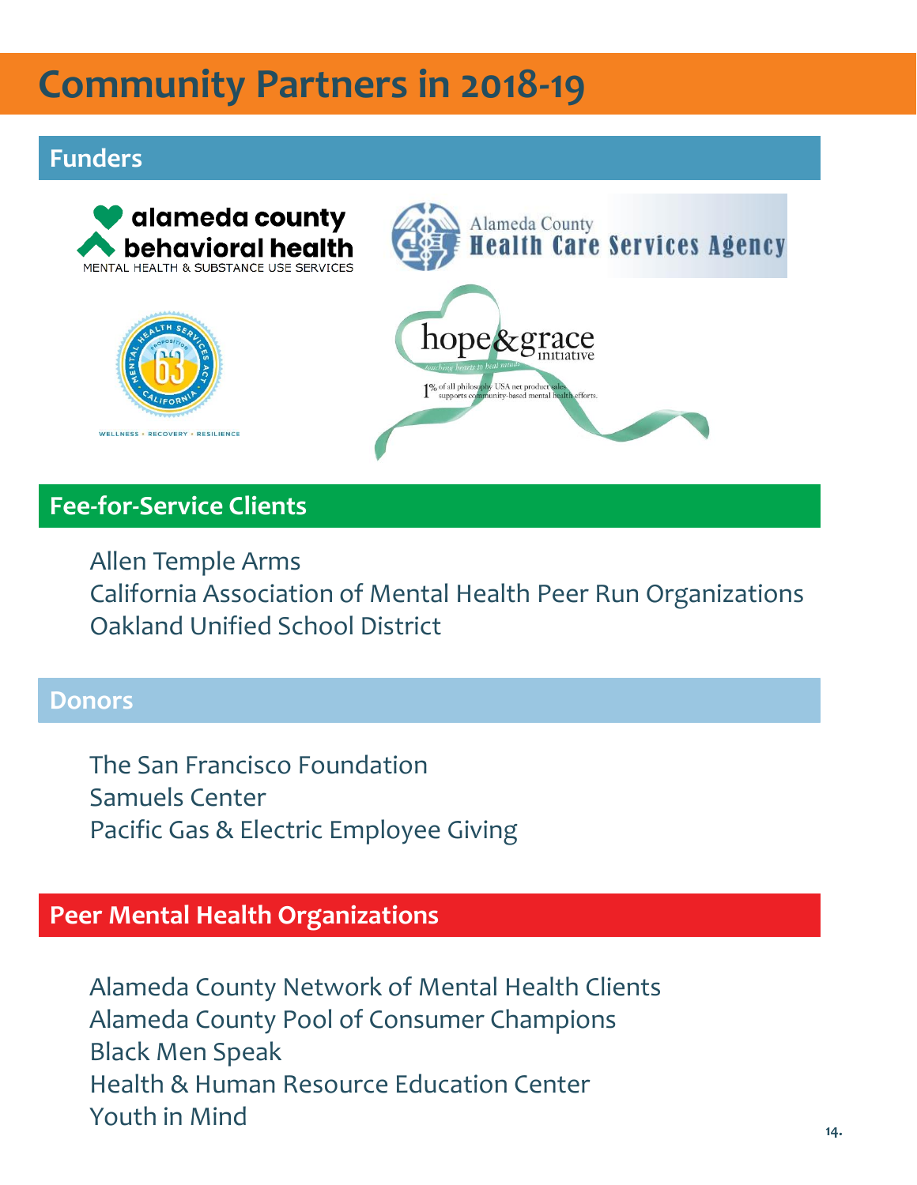# Community Partners in 2018-19

## Funders

alameda county behavioral health
MENTAL HEALTH & SUBSTANCE USE SERVICES

Alameda County
Health Care Services Agency

MENTAL HEALTH SERVICES ACT
PROPOSITION 63
CALIFORNIA
WELLNESS • RECOVERY • RESILIENCE

hope&grace initiative
touching hearts to heal minds
1% of all philosophy USA net product sales supports community-based mental health efforts.

## Fee-for-Service Clients

Allen Temple Arms
California Association of Mental Health Peer Run Organizations
Oakland Unified School District

## Donors

The San Francisco Foundation
Samuels Center
Pacific Gas & Electric Employee Giving

## Peer Mental Health Organizations

Alameda County Network of Mental Health Clients
Alameda County Pool of Consumer Champions
Black Men Speak
Health & Human Resource Education Center
Youth in Mind